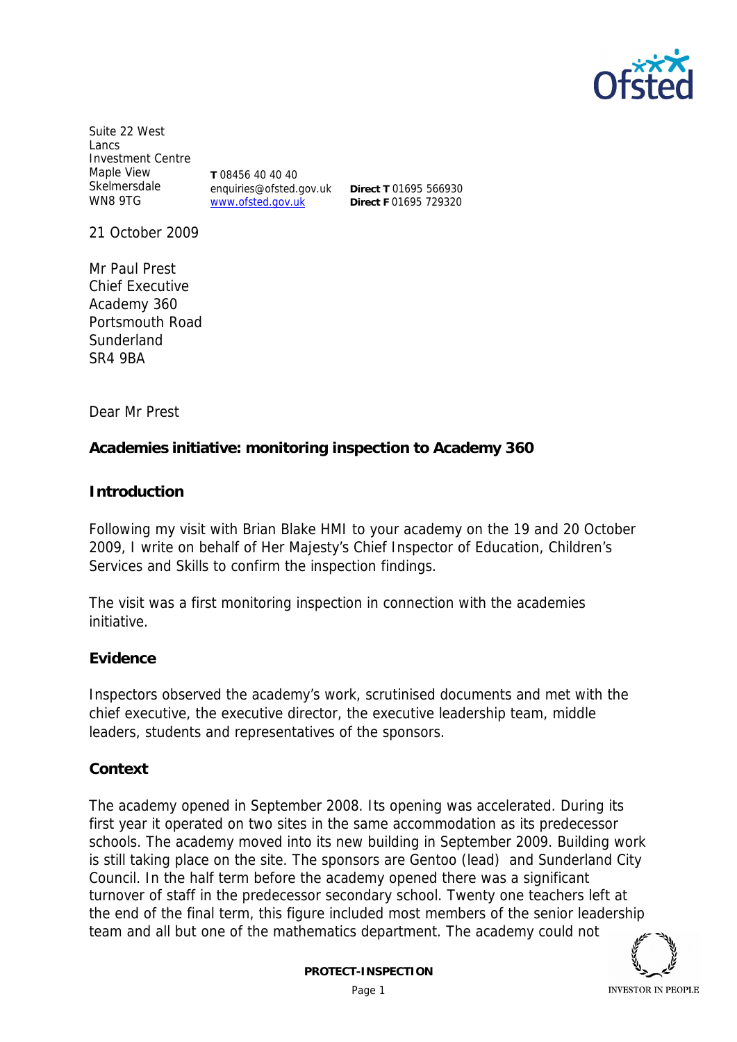Suite 22 West Lancs Investment Centre
Maple View
Skelmersdale
WN8 9TG

**T** 08456 40 40 40
enquiries@ofsted.gov.uk
www.ofsted.gov.uk

**Direct T** 01695 566930
**Direct F** 01695 729320

21 October 2009

Mr Paul Prest
Chief Executive
Academy 360
Portsmouth Road
Sunderland
SR4 9BA

Dear Mr Prest

**Academies initiative: monitoring inspection to Academy 360**

**Introduction**

Following my visit with Brian Blake HMI to your academy on the 19 and 20 October 2009, I write on behalf of Her Majesty's Chief Inspector of Education, Children's Services and Skills to confirm the inspection findings.

The visit was a first monitoring inspection in connection with the academies initiative.

**Evidence**

Inspectors observed the academy's work, scrutinised documents and met with the chief executive, the executive director, the executive leadership team, middle leaders, students and representatives of the sponsors.

**Context**

The academy opened in September 2008. Its opening was accelerated. During its first year it operated on two sites in the same accommodation as its predecessor schools. The academy moved into its new building in September 2009. Building work is still taking place on the site. The sponsors are Gentoo (lead) and Sunderland City Council. In the half term before the academy opened there was a significant turnover of staff in the predecessor secondary school. Twenty one teachers left at the end of the final term, this figure included most members of the senior leadership team and all but one of the mathematics department. The academy could not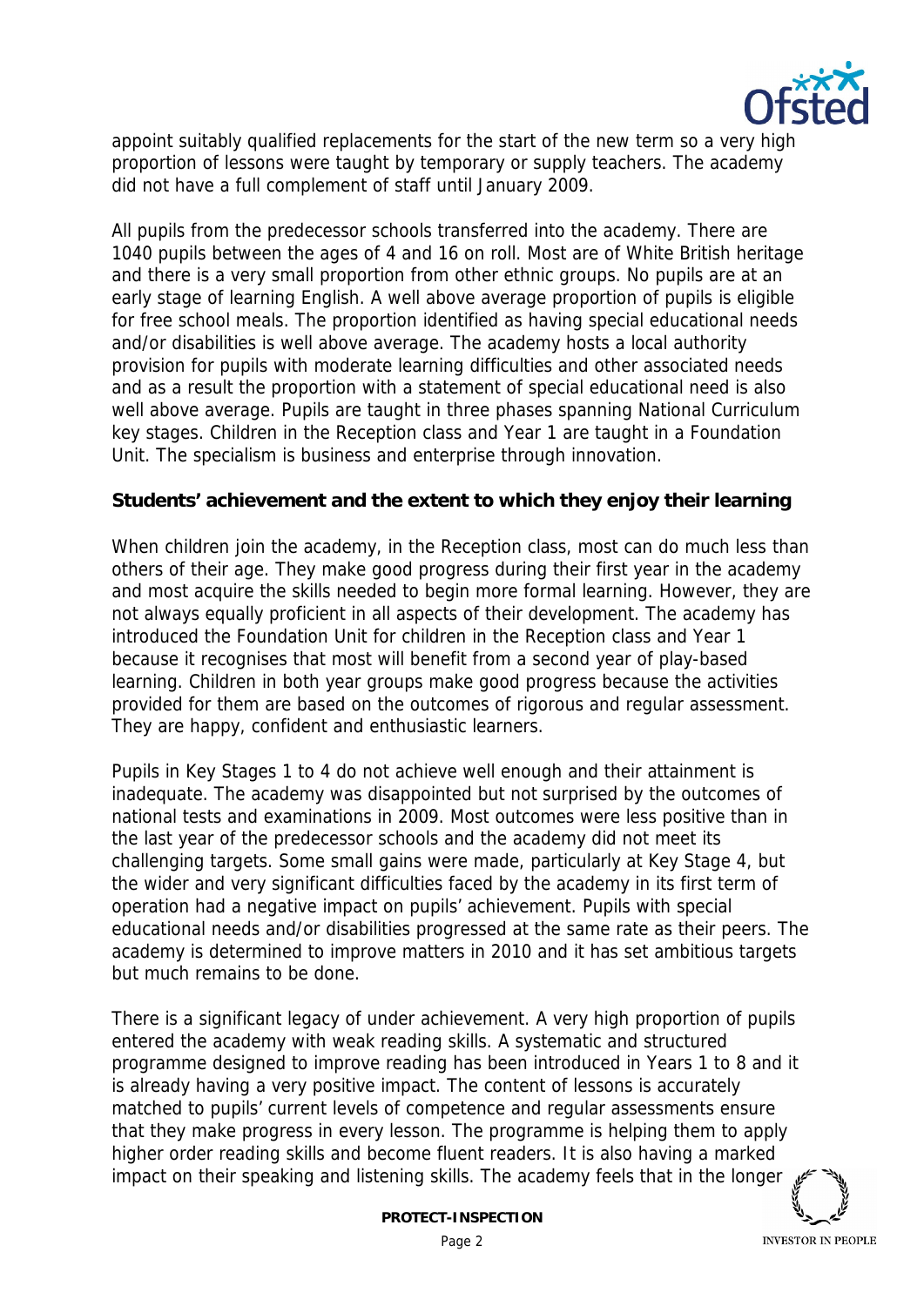appoint suitably qualified replacements for the start of the new term so a very high proportion of lessons were taught by temporary or supply teachers. The academy did not have a full complement of staff until January 2009.

All pupils from the predecessor schools transferred into the academy. There are 1040 pupils between the ages of 4 and 16 on roll. Most are of White British heritage and there is a very small proportion from other ethnic groups. No pupils are at an early stage of learning English. A well above average proportion of pupils is eligible for free school meals. The proportion identified as having special educational needs and/or disabilities is well above average. The academy hosts a local authority provision for pupils with moderate learning difficulties and other associated needs and as a result the proportion with a statement of special educational need is also well above average. Pupils are taught in three phases spanning National Curriculum key stages. Children in the Reception class and Year 1 are taught in a Foundation Unit. The specialism is business and enterprise through innovation.

**Students' achievement and the extent to which they enjoy their learning**

When children join the academy, in the Reception class, most can do much less than others of their age. They make good progress during their first year in the academy and most acquire the skills needed to begin more formal learning. However, they are not always equally proficient in all aspects of their development. The academy has introduced the Foundation Unit for children in the Reception class and Year 1 because it recognises that most will benefit from a second year of play-based learning. Children in both year groups make good progress because the activities provided for them are based on the outcomes of rigorous and regular assessment. They are happy, confident and enthusiastic learners.

Pupils in Key Stages 1 to 4 do not achieve well enough and their attainment is inadequate. The academy was disappointed but not surprised by the outcomes of national tests and examinations in 2009. Most outcomes were less positive than in the last year of the predecessor schools and the academy did not meet its challenging targets. Some small gains were made, particularly at Key Stage 4, but the wider and very significant difficulties faced by the academy in its first term of operation had a negative impact on pupils' achievement. Pupils with special educational needs and/or disabilities progressed at the same rate as their peers. The academy is determined to improve matters in 2010 and it has set ambitious targets but much remains to be done.

There is a significant legacy of under achievement. A very high proportion of pupils entered the academy with weak reading skills. A systematic and structured programme designed to improve reading has been introduced in Years 1 to 8 and it is already having a very positive impact. The content of lessons is accurately matched to pupils' current levels of competence and regular assessments ensure that they make progress in every lesson. The programme is helping them to apply higher order reading skills and become fluent readers. It is also having a marked impact on their speaking and listening skills. The academy feels that in the longer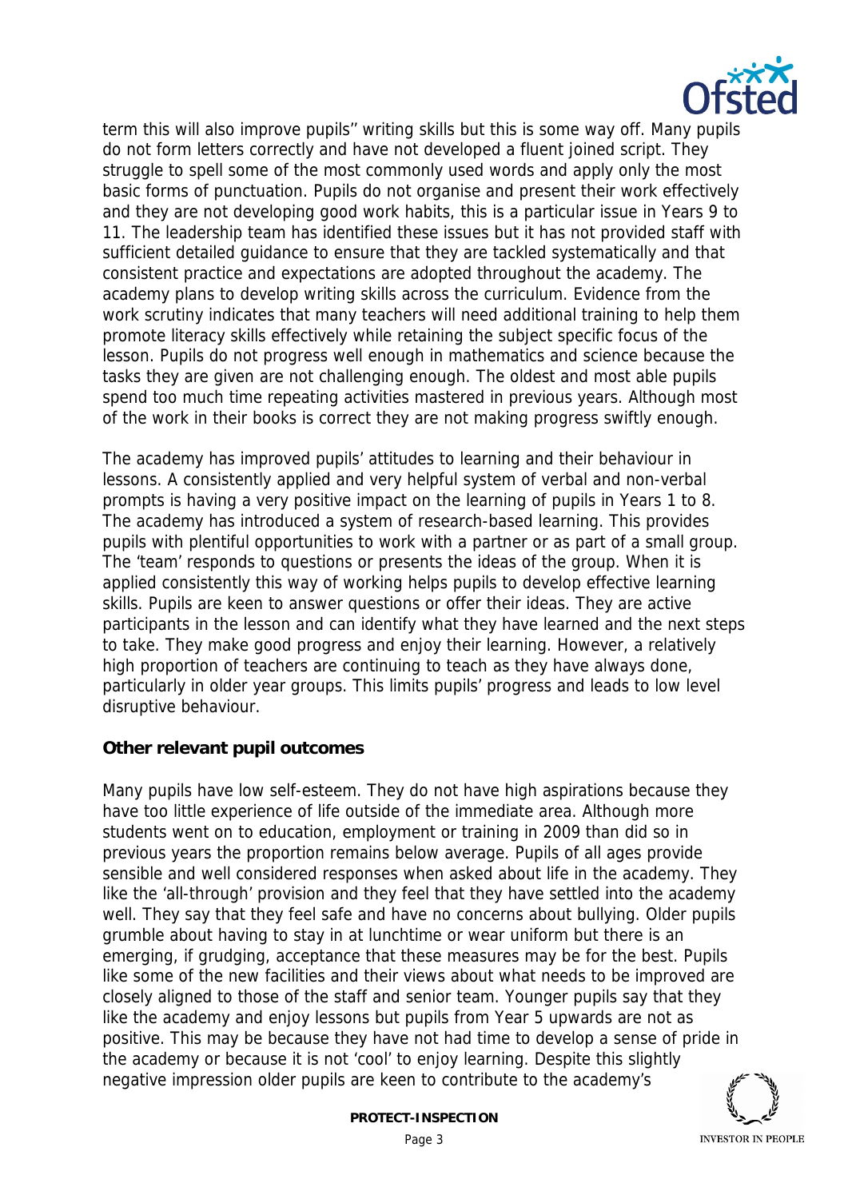term this will also improve pupils'' writing skills but this is some way off. Many pupils do not form letters correctly and have not developed a fluent joined script. They struggle to spell some of the most commonly used words and apply only the most basic forms of punctuation. Pupils do not organise and present their work effectively and they are not developing good work habits, this is a particular issue in Years 9 to 11. The leadership team has identified these issues but it has not provided staff with sufficient detailed guidance to ensure that they are tackled systematically and that consistent practice and expectations are adopted throughout the academy. The academy plans to develop writing skills across the curriculum. Evidence from the work scrutiny indicates that many teachers will need additional training to help them promote literacy skills effectively while retaining the subject specific focus of the lesson. Pupils do not progress well enough in mathematics and science because the tasks they are given are not challenging enough. The oldest and most able pupils spend too much time repeating activities mastered in previous years. Although most of the work in their books is correct they are not making progress swiftly enough.

The academy has improved pupils' attitudes to learning and their behaviour in lessons. A consistently applied and very helpful system of verbal and non-verbal prompts is having a very positive impact on the learning of pupils in Years 1 to 8. The academy has introduced a system of research-based learning. This provides pupils with plentiful opportunities to work with a partner or as part of a small group. The 'team' responds to questions or presents the ideas of the group. When it is applied consistently this way of working helps pupils to develop effective learning skills. Pupils are keen to answer questions or offer their ideas. They are active participants in the lesson and can identify what they have learned and the next steps to take. They make good progress and enjoy their learning. However, a relatively high proportion of teachers are continuing to teach as they have always done, particularly in older year groups. This limits pupils' progress and leads to low level disruptive behaviour.

**Other relevant pupil outcomes**

Many pupils have low self-esteem. They do not have high aspirations because they have too little experience of life outside of the immediate area. Although more students went on to education, employment or training in 2009 than did so in previous years the proportion remains below average. Pupils of all ages provide sensible and well considered responses when asked about life in the academy. They like the 'all-through' provision and they feel that they have settled into the academy well. They say that they feel safe and have no concerns about bullying. Older pupils grumble about having to stay in at lunchtime or wear uniform but there is an emerging, if grudging, acceptance that these measures may be for the best. Pupils like some of the new facilities and their views about what needs to be improved are closely aligned to those of the staff and senior team. Younger pupils say that they like the academy and enjoy lessons but pupils from Year 5 upwards are not as positive. This may be because they have not had time to develop a sense of pride in the academy or because it is not 'cool' to enjoy learning. Despite this slightly negative impression older pupils are keen to contribute to the academy's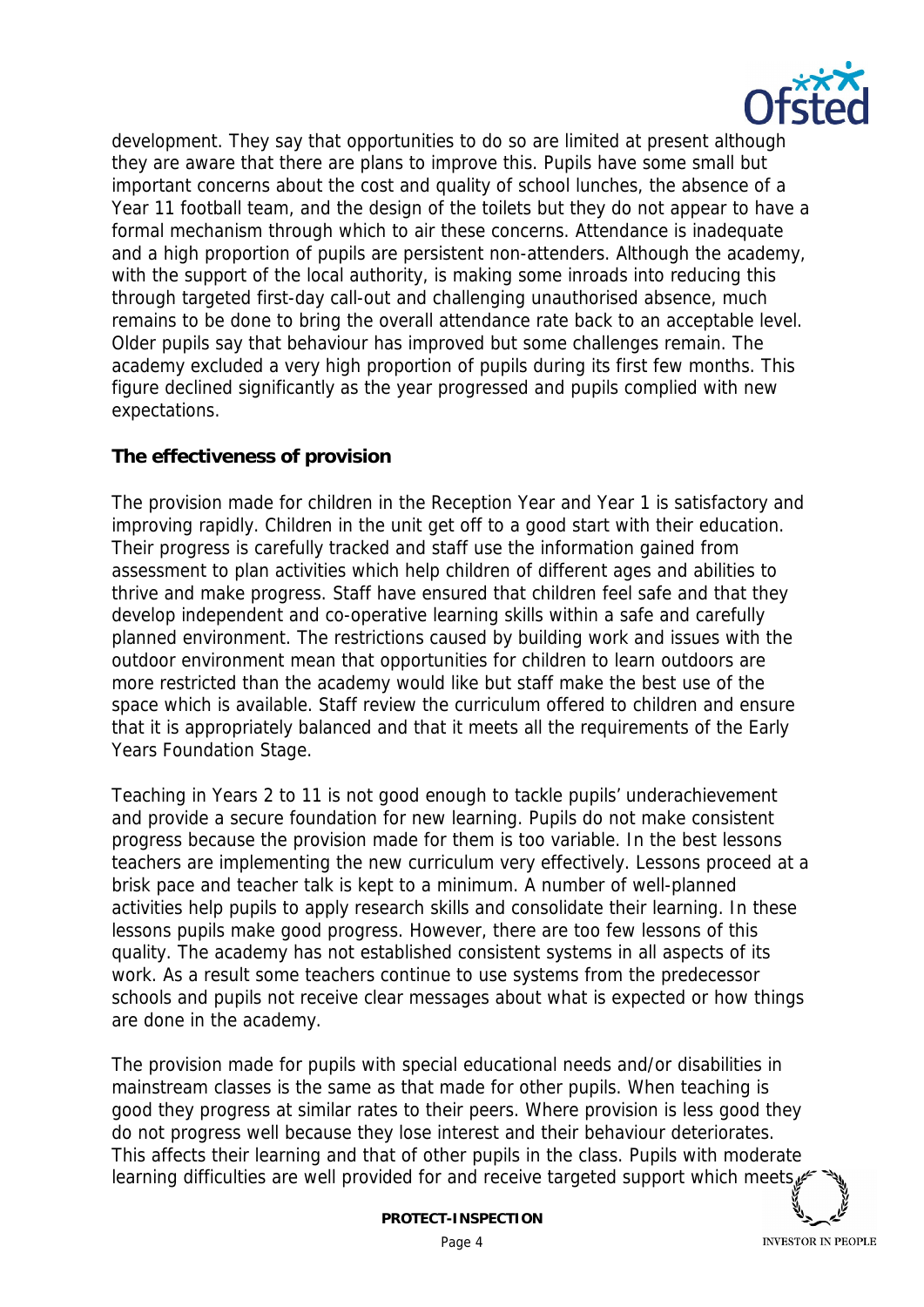development. They say that opportunities to do so are limited at present although they are aware that there are plans to improve this. Pupils have some small but important concerns about the cost and quality of school lunches, the absence of a Year 11 football team, and the design of the toilets but they do not appear to have a formal mechanism through which to air these concerns. Attendance is inadequate and a high proportion of pupils are persistent non-attenders. Although the academy, with the support of the local authority, is making some inroads into reducing this through targeted first-day call-out and challenging unauthorised absence, much remains to be done to bring the overall attendance rate back to an acceptable level. Older pupils say that behaviour has improved but some challenges remain. The academy excluded a very high proportion of pupils during its first few months. This figure declined significantly as the year progressed and pupils complied with new expectations.

**The effectiveness of provision**

The provision made for children in the Reception Year and Year 1 is satisfactory and improving rapidly. Children in the unit get off to a good start with their education. Their progress is carefully tracked and staff use the information gained from assessment to plan activities which help children of different ages and abilities to thrive and make progress. Staff have ensured that children feel safe and that they develop independent and co-operative learning skills within a safe and carefully planned environment. The restrictions caused by building work and issues with the outdoor environment mean that opportunities for children to learn outdoors are more restricted than the academy would like but staff make the best use of the space which is available. Staff review the curriculum offered to children and ensure that it is appropriately balanced and that it meets all the requirements of the Early Years Foundation Stage.

Teaching in Years 2 to 11 is not good enough to tackle pupils' underachievement and provide a secure foundation for new learning. Pupils do not make consistent progress because the provision made for them is too variable. In the best lessons teachers are implementing the new curriculum very effectively. Lessons proceed at a brisk pace and teacher talk is kept to a minimum. A number of well-planned activities help pupils to apply research skills and consolidate their learning. In these lessons pupils make good progress. However, there are too few lessons of this quality. The academy has not established consistent systems in all aspects of its work. As a result some teachers continue to use systems from the predecessor schools and pupils not receive clear messages about what is expected or how things are done in the academy.

The provision made for pupils with special educational needs and/or disabilities in mainstream classes is the same as that made for other pupils. When teaching is good they progress at similar rates to their peers. Where provision is less good they do not progress well because they lose interest and their behaviour deteriorates. This affects their learning and that of other pupils in the class. Pupils with moderate learning difficulties are well provided for and receive targeted support which meets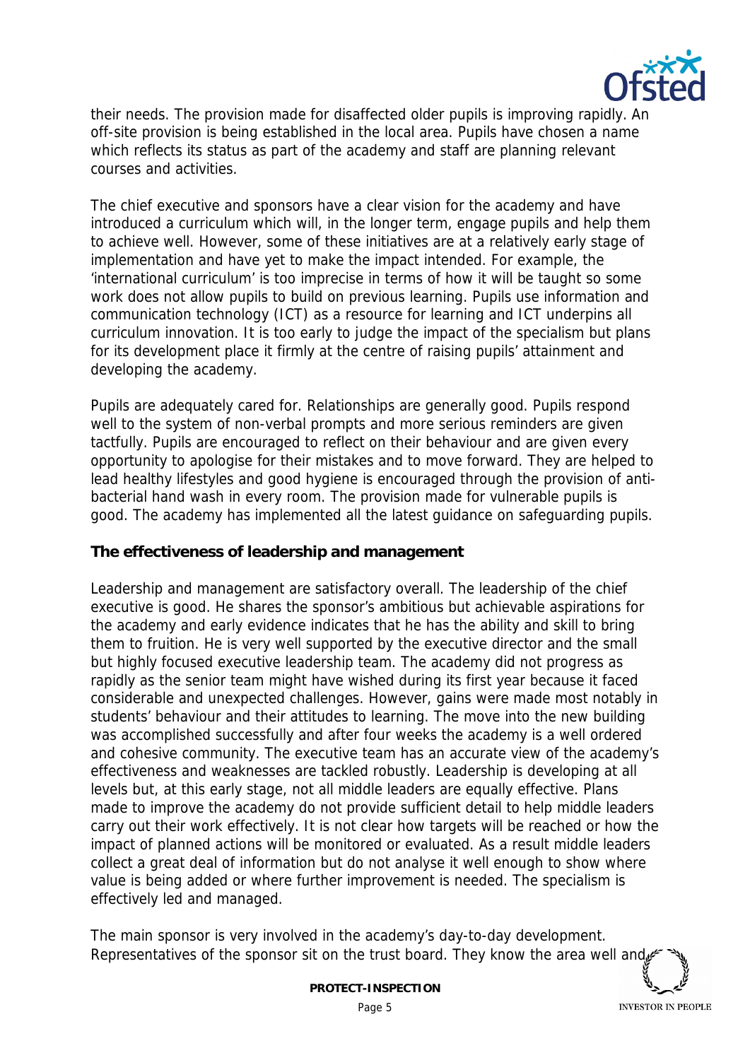their needs. The provision made for disaffected older pupils is improving rapidly. An off-site provision is being established in the local area. Pupils have chosen a name which reflects its status as part of the academy and staff are planning relevant courses and activities.

The chief executive and sponsors have a clear vision for the academy and have introduced a curriculum which will, in the longer term, engage pupils and help them to achieve well. However, some of these initiatives are at a relatively early stage of implementation and have yet to make the impact intended. For example, the 'international curriculum' is too imprecise in terms of how it will be taught so some work does not allow pupils to build on previous learning. Pupils use information and communication technology (ICT) as a resource for learning and ICT underpins all curriculum innovation. It is too early to judge the impact of the specialism but plans for its development place it firmly at the centre of raising pupils' attainment and developing the academy.

Pupils are adequately cared for. Relationships are generally good. Pupils respond well to the system of non-verbal prompts and more serious reminders are given tactfully. Pupils are encouraged to reflect on their behaviour and are given every opportunity to apologise for their mistakes and to move forward. They are helped to lead healthy lifestyles and good hygiene is encouraged through the provision of anti-bacterial hand wash in every room. The provision made for vulnerable pupils is good. The academy has implemented all the latest guidance on safeguarding pupils.

**The effectiveness of leadership and management**

Leadership and management are satisfactory overall. The leadership of the chief executive is good. He shares the sponsor's ambitious but achievable aspirations for the academy and early evidence indicates that he has the ability and skill to bring them to fruition. He is very well supported by the executive director and the small but highly focused executive leadership team. The academy did not progress as rapidly as the senior team might have wished during its first year because it faced considerable and unexpected challenges. However, gains were made most notably in students' behaviour and their attitudes to learning. The move into the new building was accomplished successfully and after four weeks the academy is a well ordered and cohesive community. The executive team has an accurate view of the academy's effectiveness and weaknesses are tackled robustly. Leadership is developing at all levels but, at this early stage, not all middle leaders are equally effective. Plans made to improve the academy do not provide sufficient detail to help middle leaders carry out their work effectively. It is not clear how targets will be reached or how the impact of planned actions will be monitored or evaluated. As a result middle leaders collect a great deal of information but do not analyse it well enough to show where value is being added or where further improvement is needed. The specialism is effectively led and managed.

The main sponsor is very involved in the academy's day-to-day development. Representatives of the sponsor sit on the trust board. They know the area well and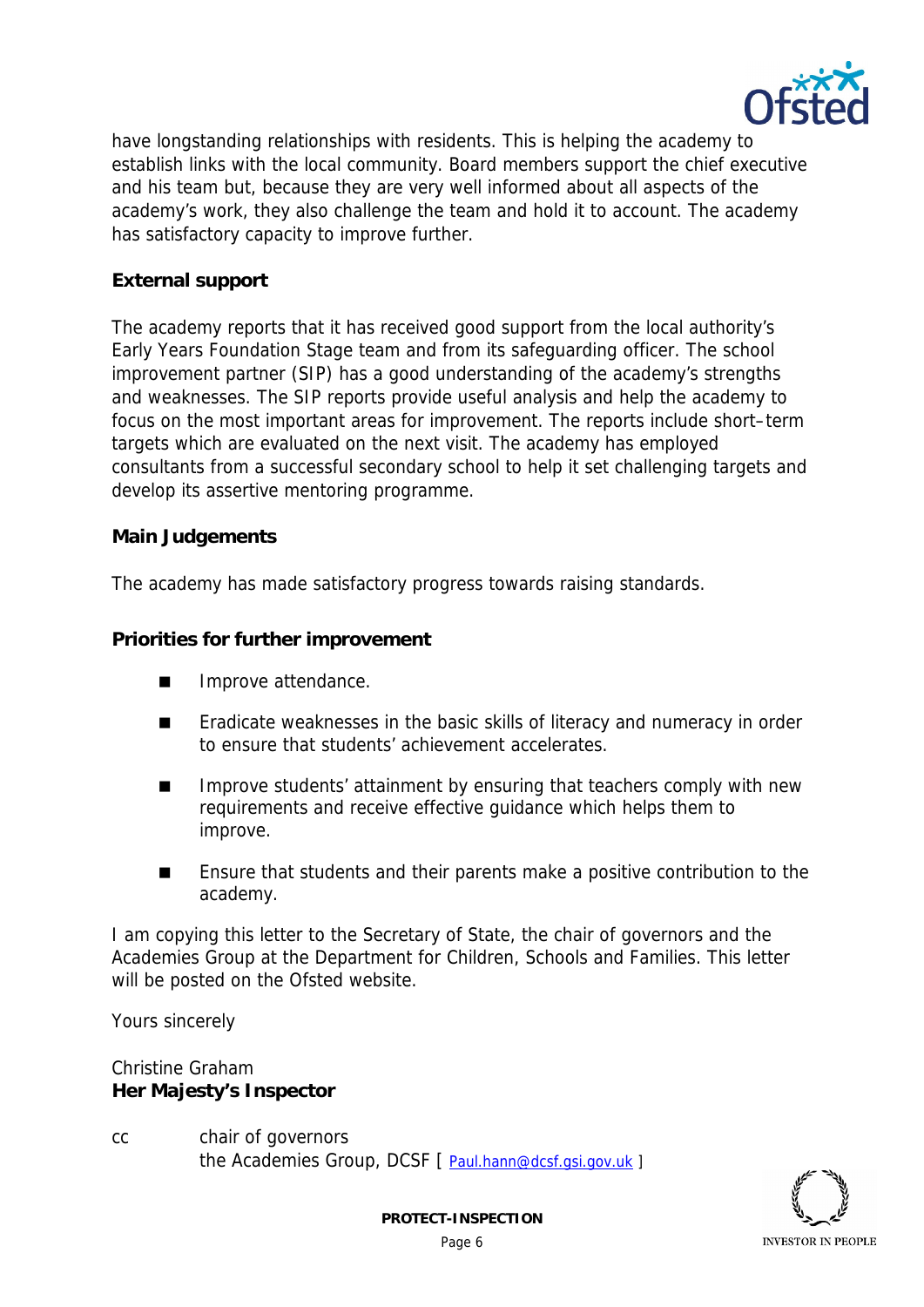have longstanding relationships with residents. This is helping the academy to establish links with the local community. Board members support the chief executive and his team but, because they are very well informed about all aspects of the academy's work, they also challenge the team and hold it to account. The academy has satisfactory capacity to improve further.

**External support**

The academy reports that it has received good support from the local authority's Early Years Foundation Stage team and from its safeguarding officer. The school improvement partner (SIP) has a good understanding of the academy's strengths and weaknesses. The SIP reports provide useful analysis and help the academy to focus on the most important areas for improvement. The reports include short–term targets which are evaluated on the next visit. The academy has employed consultants from a successful secondary school to help it set challenging targets and develop its assertive mentoring programme.

**Main Judgements**

The academy has made satisfactory progress towards raising standards.

**Priorities for further improvement**

- Improve attendance.
- Eradicate weaknesses in the basic skills of literacy and numeracy in order to ensure that students' achievement accelerates.
- Improve students' attainment by ensuring that teachers comply with new requirements and receive effective guidance which helps them to improve.
- Ensure that students and their parents make a positive contribution to the academy.

I am copying this letter to the Secretary of State, the chair of governors and the Academies Group at the Department for Children, Schools and Families. This letter will be posted on the Ofsted website.

Yours sincerely

Christine Graham
**Her Majesty's Inspector**

cc chair of governors
the Academies Group, DCSF [ Paul.hann@dcsf.gsi.gov.uk ]

**PROTECT-INSPECTION**